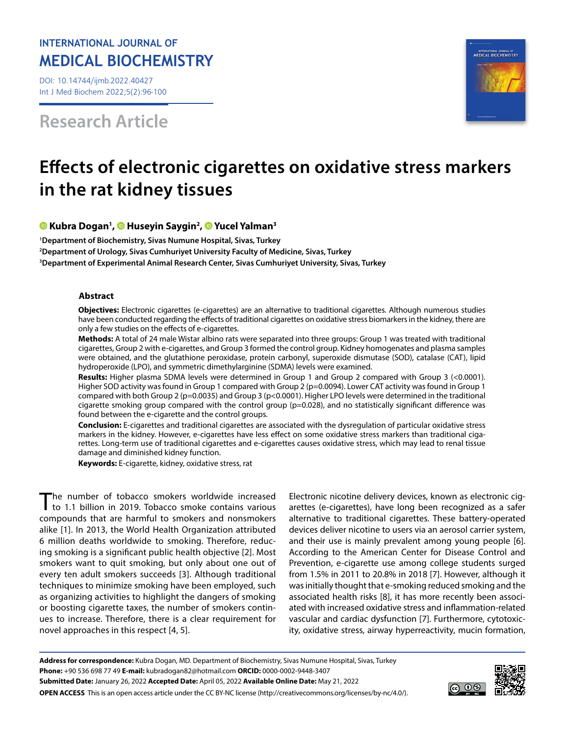INTERNATIONAL JOURNAL OF
MEDICAL BIOCHEMISTRY

DOI: 10.14744/ijmb.2022.40427
Int J Med Biochem 2022;5(2):96-100

Research Article

# Effects of electronic cigarettes on oxidative stress markers in the rat kidney tissues

Kubra Dogan[1], Huseyin Saygin[2], Yucel Yalman[3]

[1]Department of Biochemistry, Sivas Numune Hospital, Sivas, Turkey
[2]Department of Urology, Sivas Cumhuriyet University Faculty of Medicine, Sivas, Turkey
[3]Department of Experimental Animal Research Center, Sivas Cumhuriyet University, Sivas, Turkey

## Abstract

**Objectives:** Electronic cigarettes (e-cigarettes) are an alternative to traditional cigarettes. Although numerous studies have been conducted regarding the effects of traditional cigarettes on oxidative stress biomarkers in the kidney, there are only a few studies on the effects of e-cigarettes.

**Methods:** A total of 24 male Wistar albino rats were separated into three groups: Group 1 was treated with traditional cigarettes, Group 2 with e-cigarettes, and Group 3 formed the control group. Kidney homogenates and plasma samples were obtained, and the glutathione peroxidase, protein carbonyl, superoxide dismutase (SOD), catalase (CAT), lipid hydroperoxide (LPO), and symmetric dimethylarginine (SDMA) levels were examined.

**Results:** Higher plasma SDMA levels were determined in Group 1 and Group 2 compared with Group 3 (<0.0001). Higher SOD activity was found in Group 1 compared with Group 2 (p=0.0094). Lower CAT activity was found in Group 1 compared with both Group 2 (p=0.0035) and Group 3 (p<0.0001). Higher LPO levels were determined in the traditional cigarette smoking group compared with the control group (p=0.028), and no statistically significant difference was found between the e-cigarette and the control groups.

**Conclusion:** E-cigarettes and traditional cigarettes are associated with the dysregulation of particular oxidative stress markers in the kidney. However, e-cigarettes have less effect on some oxidative stress markers than traditional cigarettes. Long-term use of traditional cigarettes and e-cigarettes causes oxidative stress, which may lead to renal tissue damage and diminished kidney function.

**Keywords:** E-cigarette, kidney, oxidative stress, rat

The number of tobacco smokers worldwide increased to 1.1 billion in 2019. Tobacco smoke contains various compounds that are harmful to smokers and nonsmokers alike [1]. In 2013, the World Health Organization attributed 6 million deaths worldwide to smoking. Therefore, reducing smoking is a significant public health objective [2]. Most smokers want to quit smoking, but only about one out of every ten adult smokers succeeds [3]. Although traditional techniques to minimize smoking have been employed, such as organizing activities to highlight the dangers of smoking or boosting cigarette taxes, the number of smokers continues to increase. Therefore, there is a clear requirement for novel approaches in this respect [4, 5].

Electronic nicotine delivery devices, known as electronic cigarettes (e-cigarettes), have long been recognized as a safer alternative to traditional cigarettes. These battery-operated devices deliver nicotine to users via an aerosol carrier system, and their use is mainly prevalent among young people [6]. According to the American Center for Disease Control and Prevention, e-cigarette use among college students surged from 1.5% in 2011 to 20.8% in 2018 [7]. However, although it was initially thought that e-smoking reduced smoking and the associated health risks [8], it has more recently been associated with increased oxidative stress and inflammation-related vascular and cardiac dysfunction [7]. Furthermore, cytotoxicity, oxidative stress, airway hyperreactivity, mucin formation,

**Address for correspondence:** Kubra Dogan, MD. Department of Biochemistry, Sivas Numune Hospital, Sivas, Turkey
**Phone:** +90 536 698 77 49 **E-mail:** kubradogan82@hotmail.com **ORCID:** 0000-0002-9448-3407
**Submitted Date:** January 26, 2022 **Accepted Date:** April 05, 2022 **Available Online Date:** May 21, 2022
**OPEN ACCESS** This is an open access article under the CC BY-NC license (http://creativecommons.org/licenses/by-nc/4.0/).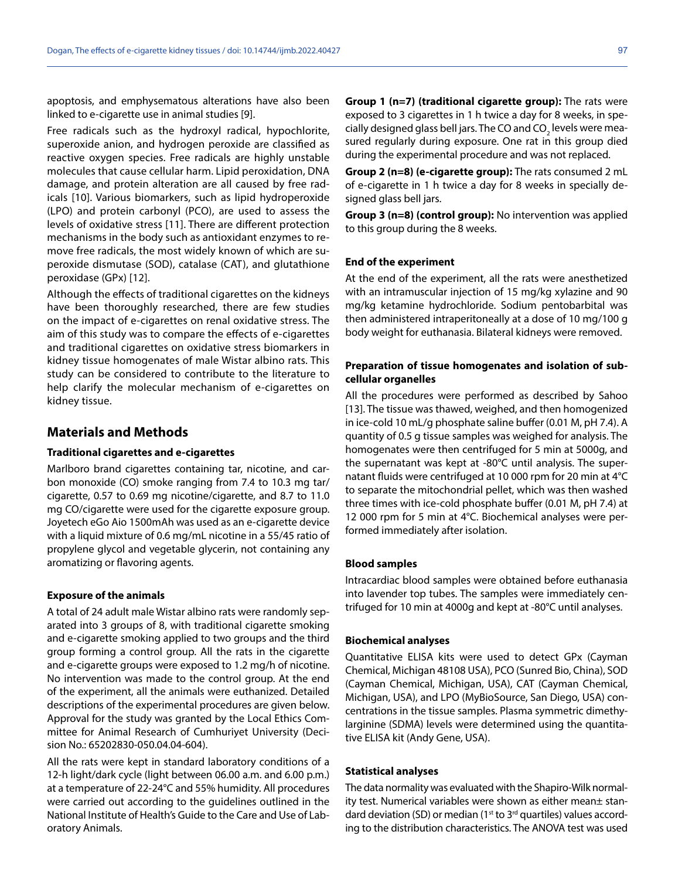apoptosis, and emphysematous alterations have also been linked to e-cigarette use in animal studies [9].

Free radicals such as the hydroxyl radical, hypochlorite, superoxide anion, and hydrogen peroxide are classified as reactive oxygen species. Free radicals are highly unstable molecules that cause cellular harm. Lipid peroxidation, DNA damage, and protein alteration are all caused by free radicals [10]. Various biomarkers, such as lipid hydroperoxide (LPO) and protein carbonyl (PCO), are used to assess the levels of oxidative stress [11]. There are different protection mechanisms in the body such as antioxidant enzymes to remove free radicals, the most widely known of which are superoxide dismutase (SOD), catalase (CAT), and glutathione peroxidase (GPx) [12].

Although the effects of traditional cigarettes on the kidneys have been thoroughly researched, there are few studies on the impact of e-cigarettes on renal oxidative stress. The aim of this study was to compare the effects of e-cigarettes and traditional cigarettes on oxidative stress biomarkers in kidney tissue homogenates of male Wistar albino rats. This study can be considered to contribute to the literature to help clarify the molecular mechanism of e-cigarettes on kidney tissue.

## Materials and Methods

### Traditional cigarettes and e-cigarettes

Marlboro brand cigarettes containing tar, nicotine, and carbon monoxide (CO) smoke ranging from 7.4 to 10.3 mg tar/cigarette, 0.57 to 0.69 mg nicotine/cigarette, and 8.7 to 11.0 mg CO/cigarette were used for the cigarette exposure group. Joyetech eGo Aio 1500mAh was used as an e-cigarette device with a liquid mixture of 0.6 mg/mL nicotine in a 55/45 ratio of propylene glycol and vegetable glycerin, not containing any aromatizing or flavoring agents.

### Exposure of the animals

A total of 24 adult male Wistar albino rats were randomly separated into 3 groups of 8, with traditional cigarette smoking and e-cigarette smoking applied to two groups and the third group forming a control group. All the rats in the cigarette and e-cigarette groups were exposed to 1.2 mg/h of nicotine. No intervention was made to the control group. At the end of the experiment, all the animals were euthanized. Detailed descriptions of the experimental procedures are given below. Approval for the study was granted by the Local Ethics Committee for Animal Research of Cumhuriyet University (Decision No.: 65202830-050.04.04-604).

All the rats were kept in standard laboratory conditions of a 12-h light/dark cycle (light between 06.00 a.m. and 6.00 p.m.) at a temperature of 22-24°C and 55% humidity. All procedures were carried out according to the guidelines outlined in the National Institute of Health's Guide to the Care and Use of Laboratory Animals.

**Group 1 (n=7) (traditional cigarette group):** The rats were exposed to 3 cigarettes in 1 h twice a day for 8 weeks, in specially designed glass bell jars. The CO and $CO_2$ levels were measured regularly during exposure. One rat in this group died during the experimental procedure and was not replaced.

**Group 2 (n=8) (e-cigarette group):** The rats consumed 2 mL of e-cigarette in 1 h twice a day for 8 weeks in specially designed glass bell jars.

**Group 3 (n=8) (control group):** No intervention was applied to this group during the 8 weeks.

### End of the experiment

At the end of the experiment, all the rats were anesthetized with an intramuscular injection of 15 mg/kg xylazine and 90 mg/kg ketamine hydrochloride. Sodium pentobarbital was then administered intraperitoneally at a dose of 10 mg/100 g body weight for euthanasia. Bilateral kidneys were removed.

### Preparation of tissue homogenates and isolation of subcellular organelles

All the procedures were performed as described by Sahoo [13]. The tissue was thawed, weighed, and then homogenized in ice-cold 10 mL/g phosphate saline buffer (0.01 M, pH 7.4). A quantity of 0.5 g tissue samples was weighed for analysis. The homogenates were then centrifuged for 5 min at 5000g, and the supernatant was kept at -80°C until analysis. The supernatant fluids were centrifuged at 10 000 rpm for 20 min at 4°C to separate the mitochondrial pellet, which was then washed three times with ice-cold phosphate buffer (0.01 M, pH 7.4) at 12 000 rpm for 5 min at 4°C. Biochemical analyses were performed immediately after isolation.

### Blood samples

Intracardiac blood samples were obtained before euthanasia into lavender top tubes. The samples were immediately centrifuged for 10 min at 4000g and kept at -80°C until analyses.

### Biochemical analyses

Quantitative ELISA kits were used to detect GPx (Cayman Chemical, Michigan 48108 USA), PCO (Sunred Bio, China), SOD (Cayman Chemical, Michigan, USA), CAT (Cayman Chemical, Michigan, USA), and LPO (MyBioSource, San Diego, USA) concentrations in the tissue samples. Plasma symmetric dimethylarginine (SDMA) levels were determined using the quantitative ELISA kit (Andy Gene, USA).

### Statistical analyses

The data normality was evaluated with the Shapiro-Wilk normality test. Numerical variables were shown as either mean± standard deviation (SD) or median (1st to 3rd quartiles) values according to the distribution characteristics. The ANOVA test was used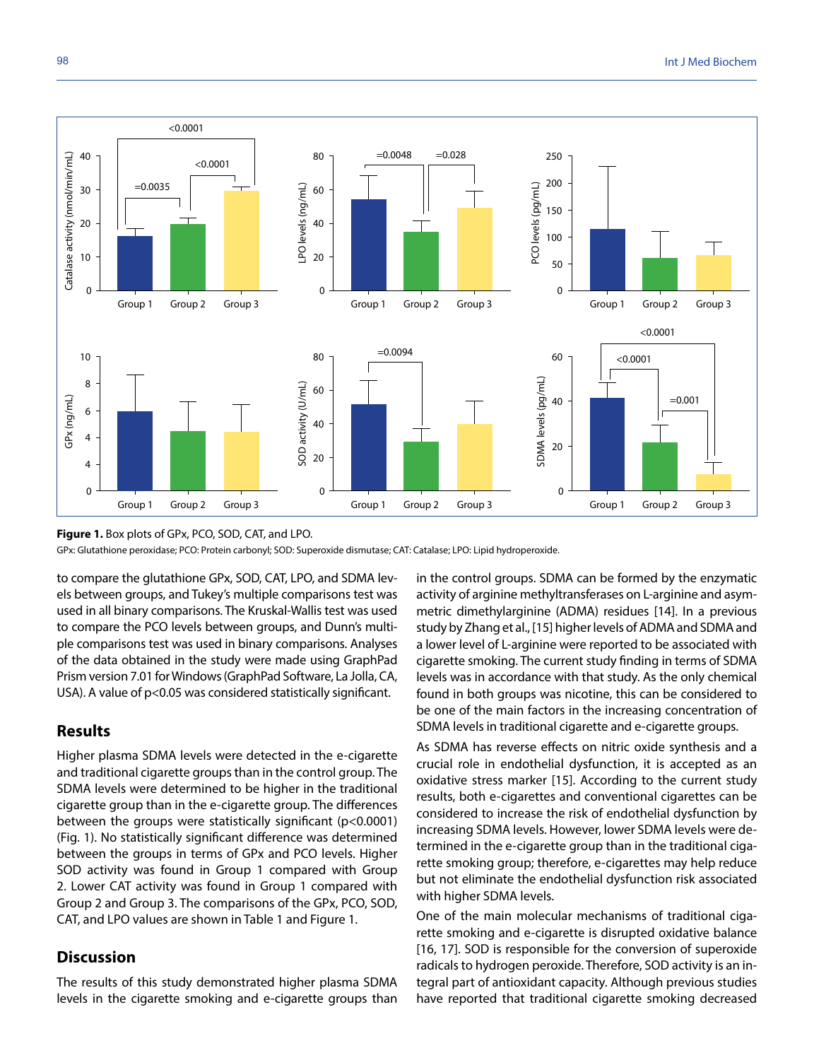**Figure 1.** Box plots of GPx, PCO, SOD, CAT, and LPO.

GPx: Glutathione peroxidase; PCO: Protein carbonyl; SOD: Superoxide dismutase; CAT: Catalase; LPO: Lipid hydroperoxide.

to compare the glutathione GPx, SOD, CAT, LPO, and SDMA levels between groups, and Tukey's multiple comparisons test was used in all binary comparisons. The Kruskal-Wallis test was used to compare the PCO levels between groups, and Dunn's multiple comparisons test was used in binary comparisons. Analyses of the data obtained in the study were made using GraphPad Prism version 7.01 for Windows (GraphPad Software, La Jolla, CA, USA). A value of $p<0.05$ was considered statistically significant.

## Results

Higher plasma SDMA levels were detected in the e-cigarette and traditional cigarette groups than in the control group. The SDMA levels were determined to be higher in the traditional cigarette group than in the e-cigarette group. The differences between the groups were statistically significant ($p<0.0001$) (Fig. 1). No statistically significant difference was determined between the groups in terms of GPx and PCO levels. Higher SOD activity was found in Group 1 compared with Group 2. Lower CAT activity was found in Group 1 compared with Group 2 and Group 3. The comparisons of the GPx, PCO, SOD, CAT, and LPO values are shown in Table 1 and Figure 1.

## Discussion

The results of this study demonstrated higher plasma SDMA levels in the cigarette smoking and e-cigarette groups than in the control groups. SDMA can be formed by the enzymatic activity of arginine methyltransferases on L-arginine and asymmetric dimethylarginine (ADMA) residues [14]. In a previous study by Zhang et al., [15] higher levels of ADMA and SDMA and a lower level of L-arginine were reported to be associated with cigarette smoking. The current study finding in terms of SDMA levels was in accordance with that study. As the only chemical found in both groups was nicotine, this can be considered to be one of the main factors in the increasing concentration of SDMA levels in traditional cigarette and e-cigarette groups.

As SDMA has reverse effects on nitric oxide synthesis and a crucial role in endothelial dysfunction, it is accepted as an oxidative stress marker [15]. According to the current study results, both e-cigarettes and conventional cigarettes can be considered to increase the risk of endothelial dysfunction by increasing SDMA levels. However, lower SDMA levels were determined in the e-cigarette group than in the traditional cigarette smoking group; therefore, e-cigarettes may help reduce but not eliminate the endothelial dysfunction risk associated with higher SDMA levels.

One of the main molecular mechanisms of traditional cigarette smoking and e-cigarette is disrupted oxidative balance [16, 17]. SOD is responsible for the conversion of superoxide radicals to hydrogen peroxide. Therefore, SOD activity is an integral part of antioxidant capacity. Although previous studies have reported that traditional cigarette smoking decreased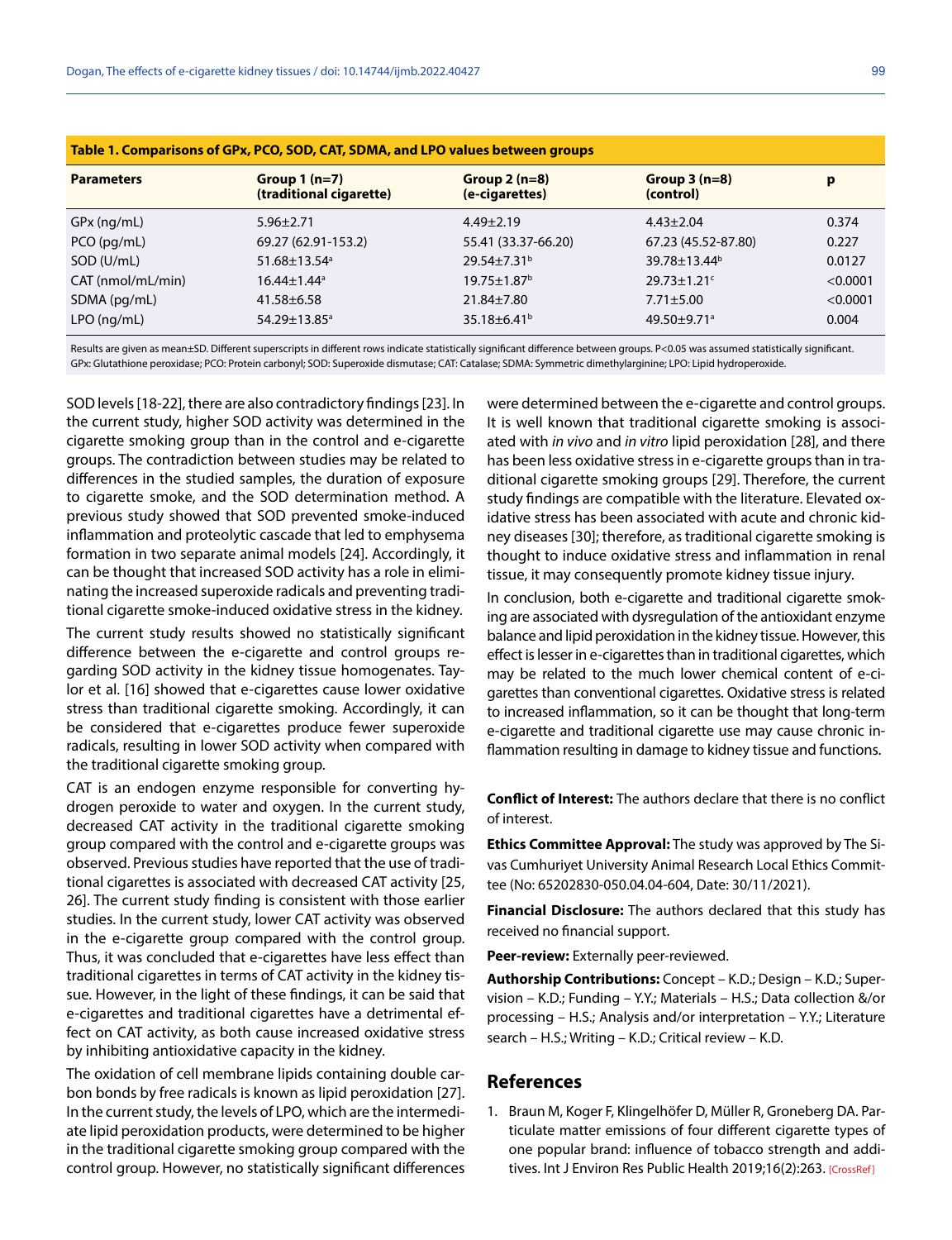**Table 1. Comparisons of GPx, PCO, SOD, CAT, SDMA, and LPO values between groups**

| Parameters | Group 1 (n=7) (traditional cigarette) | Group 2 (n=8) (e-cigarettes) | Group 3 (n=8) (control) | p |
|---|---|---|---|---|
| GPx (ng/mL) | 5.96±2.71 | 4.49±2.19 | 4.43±2.04 | 0.374 |
| PCO (pg/mL) | 69.27 (62.91-153.2) | 55.41 (33.37-66.20) | 67.23 (45.52-87.80) | 0.227 |
| SOD (U/mL) | 51.68±13.54[a] | 29.54±7.31[b] | 39.78±13.44[b] | 0.0127 |
| CAT (nmol/mL/min) | 16.44±1.44[a] | 19.75±1.87[b] | 29.73±1.21[c] | <0.0001 |
| SDMA (pg/mL) | 41.58±6.58 | 21.84±7.80 | 7.71±5.00 | <0.0001 |
| LPO (ng/mL) | 54.29±13.85[a] | 35.18±6.41[b] | 49.50±9.71[a] | 0.004 |

Results are given as mean±SD. Different superscripts in different rows indicate statistically significant difference between groups. P<0.05 was assumed statistically significant. GPx: Glutathione peroxidase; PCO: Protein carbonyl; SOD: Superoxide dismutase; CAT: Catalase; SDMA: Symmetric dimethylarginine; LPO: Lipid hydroperoxide.

SOD levels [18-22], there are also contradictory findings [23]. In the current study, higher SOD activity was determined in the cigarette smoking group than in the control and e-cigarette groups. The contradiction between studies may be related to differences in the studied samples, the duration of exposure to cigarette smoke, and the SOD determination method. A previous study showed that SOD prevented smoke-induced inflammation and proteolytic cascade that led to emphysema formation in two separate animal models [24]. Accordingly, it can be thought that increased SOD activity has a role in eliminating the increased superoxide radicals and preventing traditional cigarette smoke-induced oxidative stress in the kidney.

The current study results showed no statistically significant difference between the e-cigarette and control groups regarding SOD activity in the kidney tissue homogenates. Taylor et al. [16] showed that e-cigarettes cause lower oxidative stress than traditional cigarette smoking. Accordingly, it can be considered that e-cigarettes produce fewer superoxide radicals, resulting in lower SOD activity when compared with the traditional cigarette smoking group.

CAT is an endogen enzyme responsible for converting hydrogen peroxide to water and oxygen. In the current study, decreased CAT activity in the traditional cigarette smoking group compared with the control and e-cigarette groups was observed. Previous studies have reported that the use of traditional cigarettes is associated with decreased CAT activity [25, 26]. The current study finding is consistent with those earlier studies. In the current study, lower CAT activity was observed in the e-cigarette group compared with the control group. Thus, it was concluded that e-cigarettes have less effect than traditional cigarettes in terms of CAT activity in the kidney tissue. However, in the light of these findings, it can be said that e-cigarettes and traditional cigarettes have a detrimental effect on CAT activity, as both cause increased oxidative stress by inhibiting antioxidative capacity in the kidney.

The oxidation of cell membrane lipids containing double carbon bonds by free radicals is known as lipid peroxidation [27]. In the current study, the levels of LPO, which are the intermediate lipid peroxidation products, were determined to be higher in the traditional cigarette smoking group compared with the control group. However, no statistically significant differences were determined between the e-cigarette and control groups. It is well known that traditional cigarette smoking is associated with *in vivo* and *in vitro* lipid peroxidation [28], and there has been less oxidative stress in e-cigarette groups than in traditional cigarette smoking groups [29]. Therefore, the current study findings are compatible with the literature. Elevated oxidative stress has been associated with acute and chronic kidney diseases [30]; therefore, as traditional cigarette smoking is thought to induce oxidative stress and inflammation in renal tissue, it may consequently promote kidney tissue injury.

In conclusion, both e-cigarette and traditional cigarette smoking are associated with dysregulation of the antioxidant enzyme balance and lipid peroxidation in the kidney tissue. However, this effect is lesser in e-cigarettes than in traditional cigarettes, which may be related to the much lower chemical content of e-cigarettes than conventional cigarettes. Oxidative stress is related to increased inflammation, so it can be thought that long-term e-cigarette and traditional cigarette use may cause chronic inflammation resulting in damage to kidney tissue and functions.

**Conflict of Interest:** The authors declare that there is no conflict of interest.

**Ethics Committee Approval:** The study was approved by The Sivas Cumhuriyet University Animal Research Local Ethics Committee (No: 65202830-050.04.04-604, Date: 30/11/2021).

**Financial Disclosure:** The authors declared that this study has received no financial support.

**Peer-review:** Externally peer-reviewed.

**Authorship Contributions:** Concept – K.D.; Design – K.D.; Supervision – K.D.; Funding – Y.Y.; Materials – H.S.; Data collection &/or processing – H.S.; Analysis and/or interpretation – Y.Y.; Literature search – H.S.; Writing – K.D.; Critical review – K.D.

## References

1. Braun M, Koger F, Klingelhöfer D, Müller R, Groneberg DA. Particulate matter emissions of four different cigarette types of one popular brand: influence of tobacco strength and additives. Int J Environ Res Public Health 2019;16(2):263. [CrossRef]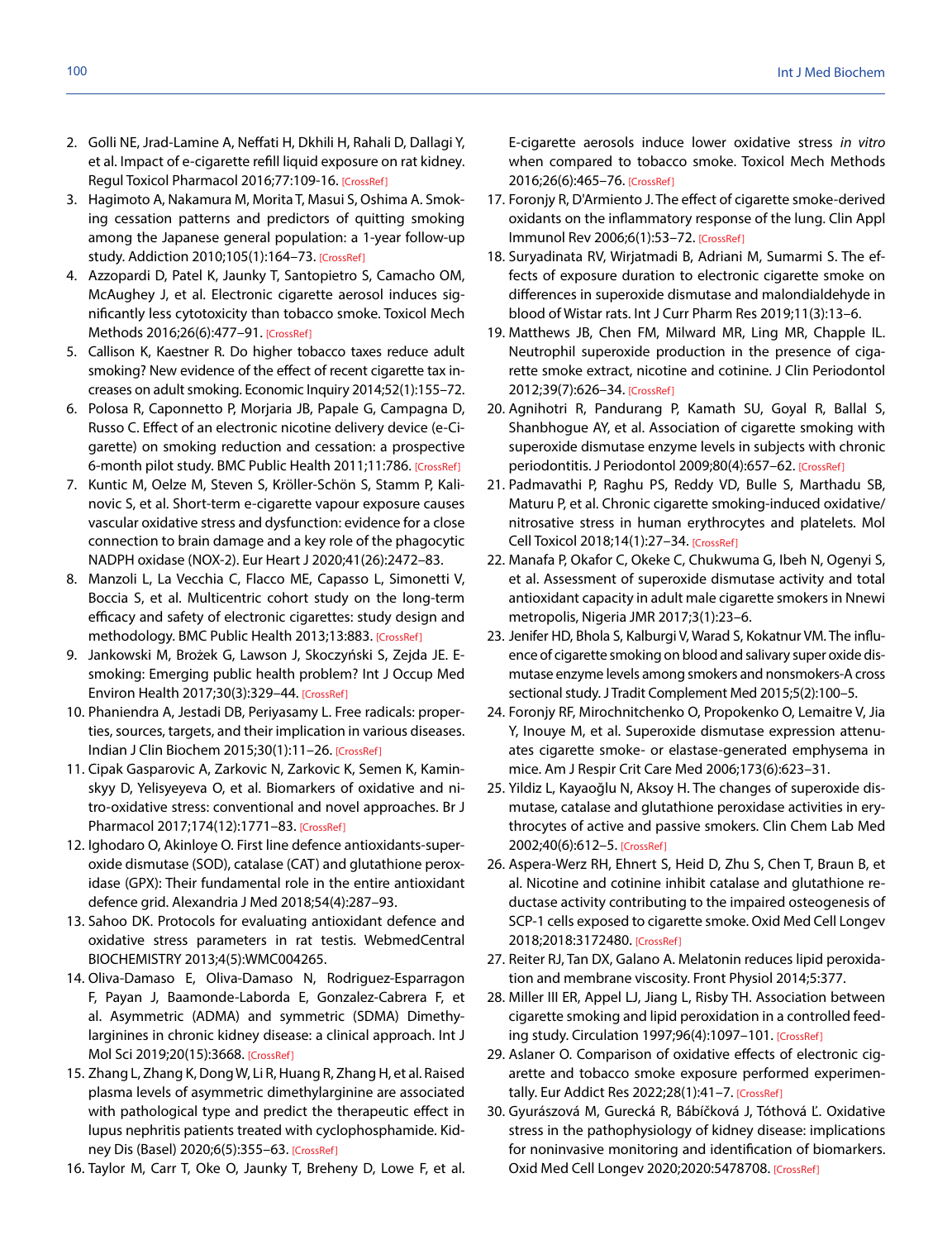2. Golli NE, Jrad-Lamine A, Neffati H, Dkhili H, Rahali D, Dallagi Y, et al. Impact of e-cigarette refill liquid exposure on rat kidney. Regul Toxicol Pharmacol 2016;77:109-16. [CrossRef]
3. Hagimoto A, Nakamura M, Morita T, Masui S, Oshima A. Smoking cessation patterns and predictors of quitting smoking among the Japanese general population: a 1-year follow-up study. Addiction 2010;105(1):164–73. [CrossRef]
4. Azzopardi D, Patel K, Jaunky T, Santopietro S, Camacho OM, McAughey J, et al. Electronic cigarette aerosol induces significantly less cytotoxicity than tobacco smoke. Toxicol Mech Methods 2016;26(6):477–91. [CrossRef]
5. Callison K, Kaestner R. Do higher tobacco taxes reduce adult smoking? New evidence of the effect of recent cigarette tax increases on adult smoking. Economic Inquiry 2014;52(1):155–72.
6. Polosa R, Caponnetto P, Morjaria JB, Papale G, Campagna D, Russo C. Effect of an electronic nicotine delivery device (e-Cigarette) on smoking reduction and cessation: a prospective 6-month pilot study. BMC Public Health 2011;11:786. [CrossRef]
7. Kuntic M, Oelze M, Steven S, Kröller-Schön S, Stamm P, Kalinovic S, et al. Short-term e-cigarette vapour exposure causes vascular oxidative stress and dysfunction: evidence for a close connection to brain damage and a key role of the phagocytic NADPH oxidase (NOX-2). Eur Heart J 2020;41(26):2472–83.
8. Manzoli L, La Vecchia C, Flacco ME, Capasso L, Simonetti V, Boccia S, et al. Multicentric cohort study on the long-term efficacy and safety of electronic cigarettes: study design and methodology. BMC Public Health 2013;13:883. [CrossRef]
9. Jankowski M, Brożek G, Lawson J, Skoczyński S, Zejda JE. E-smoking: Emerging public health problem? Int J Occup Med Environ Health 2017;30(3):329–44. [CrossRef]
10. Phaniendra A, Jestadi DB, Periyasamy L. Free radicals: properties, sources, targets, and their implication in various diseases. Indian J Clin Biochem 2015;30(1):11–26. [CrossRef]
11. Cipak Gasparovic A, Zarkovic N, Zarkovic K, Semen K, Kaminskyy D, Yelisyeyeva O, et al. Biomarkers of oxidative and nitro-oxidative stress: conventional and novel approaches. Br J Pharmacol 2017;174(12):1771–83. [CrossRef]
12. Ighodaro O, Akinloye O. First line defence antioxidants-superoxide dismutase (SOD), catalase (CAT) and glutathione peroxidase (GPX): Their fundamental role in the entire antioxidant defence grid. Alexandria J Med 2018;54(4):287–93.
13. Sahoo DK. Protocols for evaluating antioxidant defence and oxidative stress parameters in rat testis. WebmedCentral BIOCHEMISTRY 2013;4(5):WMC004265.
14. Oliva-Damaso E, Oliva-Damaso N, Rodriguez-Esparragon F, Payan J, Baamonde-Laborda E, Gonzalez-Cabrera F, et al. Asymmetric (ADMA) and symmetric (SDMA) Dimethylarginines in chronic kidney disease: a clinical approach. Int J Mol Sci 2019;20(15):3668. [CrossRef]
15. Zhang L, Zhang K, Dong W, Li R, Huang R, Zhang H, et al. Raised plasma levels of asymmetric dimethylarginine are associated with pathological type and predict the therapeutic effect in lupus nephritis patients treated with cyclophosphamide. Kidney Dis (Basel) 2020;6(5):355–63. [CrossRef]
16. Taylor M, Carr T, Oke O, Jaunky T, Breheny D, Lowe F, et al. E-cigarette aerosols induce lower oxidative stress *in vitro* when compared to tobacco smoke. Toxicol Mech Methods 2016;26(6):465–76. [CrossRef]
17. Foronjy R, D'Armiento J. The effect of cigarette smoke-derived oxidants on the inflammatory response of the lung. Clin Appl Immunol Rev 2006;6(1):53–72. [CrossRef]
18. Suryadinata RV, Wirjatmadi B, Adriani M, Sumarmi S. The effects of exposure duration to electronic cigarette smoke on differences in superoxide dismutase and malondialdehyde in blood of Wistar rats. Int J Curr Pharm Res 2019;11(3):13–6.
19. Matthews JB, Chen FM, Milward MR, Ling MR, Chapple IL. Neutrophil superoxide production in the presence of cigarette smoke extract, nicotine and cotinine. J Clin Periodontol 2012;39(7):626–34. [CrossRef]
20. Agnihotri R, Pandurang P, Kamath SU, Goyal R, Ballal S, Shanbhogue AY, et al. Association of cigarette smoking with superoxide dismutase enzyme levels in subjects with chronic periodontitis. J Periodontol 2009;80(4):657–62. [CrossRef]
21. Padmavathi P, Raghu PS, Reddy VD, Bulle S, Marthadu SB, Maturu P, et al. Chronic cigarette smoking-induced oxidative/nitrosative stress in human erythrocytes and platelets. Mol Cell Toxicol 2018;14(1):27–34. [CrossRef]
22. Manafa P, Okafor C, Okeke C, Chukwuma G, Ibeh N, Ogenyi S, et al. Assessment of superoxide dismutase activity and total antioxidant capacity in adult male cigarette smokers in Nnewi metropolis, Nigeria JMR 2017;3(1):23–6.
23. Jenifer HD, Bhola S, Kalburgi V, Warad S, Kokatnur VM. The influence of cigarette smoking on blood and salivary super oxide dismutase enzyme levels among smokers and nonsmokers-A cross sectional study. J Tradit Complement Med 2015;5(2):100–5.
24. Foronjy RF, Mirochnitchenko O, Propokenko O, Lemaitre V, Jia Y, Inouye M, et al. Superoxide dismutase expression attenuates cigarette smoke- or elastase-generated emphysema in mice. Am J Respir Crit Care Med 2006;173(6):623–31.
25. Yildiz L, Kayaoğlu N, Aksoy H. The changes of superoxide dismutase, catalase and glutathione peroxidase activities in erythrocytes of active and passive smokers. Clin Chem Lab Med 2002;40(6):612–5. [CrossRef]
26. Aspera-Werz RH, Ehnert S, Heid D, Zhu S, Chen T, Braun B, et al. Nicotine and cotinine inhibit catalase and glutathione reductase activity contributing to the impaired osteogenesis of SCP-1 cells exposed to cigarette smoke. Oxid Med Cell Longev 2018;2018:3172480. [CrossRef]
27. Reiter RJ, Tan DX, Galano A. Melatonin reduces lipid peroxidation and membrane viscosity. Front Physiol 2014;5:377.
28. Miller III ER, Appel LJ, Jiang L, Risby TH. Association between cigarette smoking and lipid peroxidation in a controlled feeding study. Circulation 1997;96(4):1097–101. [CrossRef]
29. Aslaner O. Comparison of oxidative effects of electronic cigarette and tobacco smoke exposure performed experimentally. Eur Addict Res 2022;28(1):41–7. [CrossRef]
30. Gyurászová M, Gurecká R, Bábíčková J, Tóthová Ľ. Oxidative stress in the pathophysiology of kidney disease: implications for noninvasive monitoring and identification of biomarkers. Oxid Med Cell Longev 2020;2020:5478708. [CrossRef]